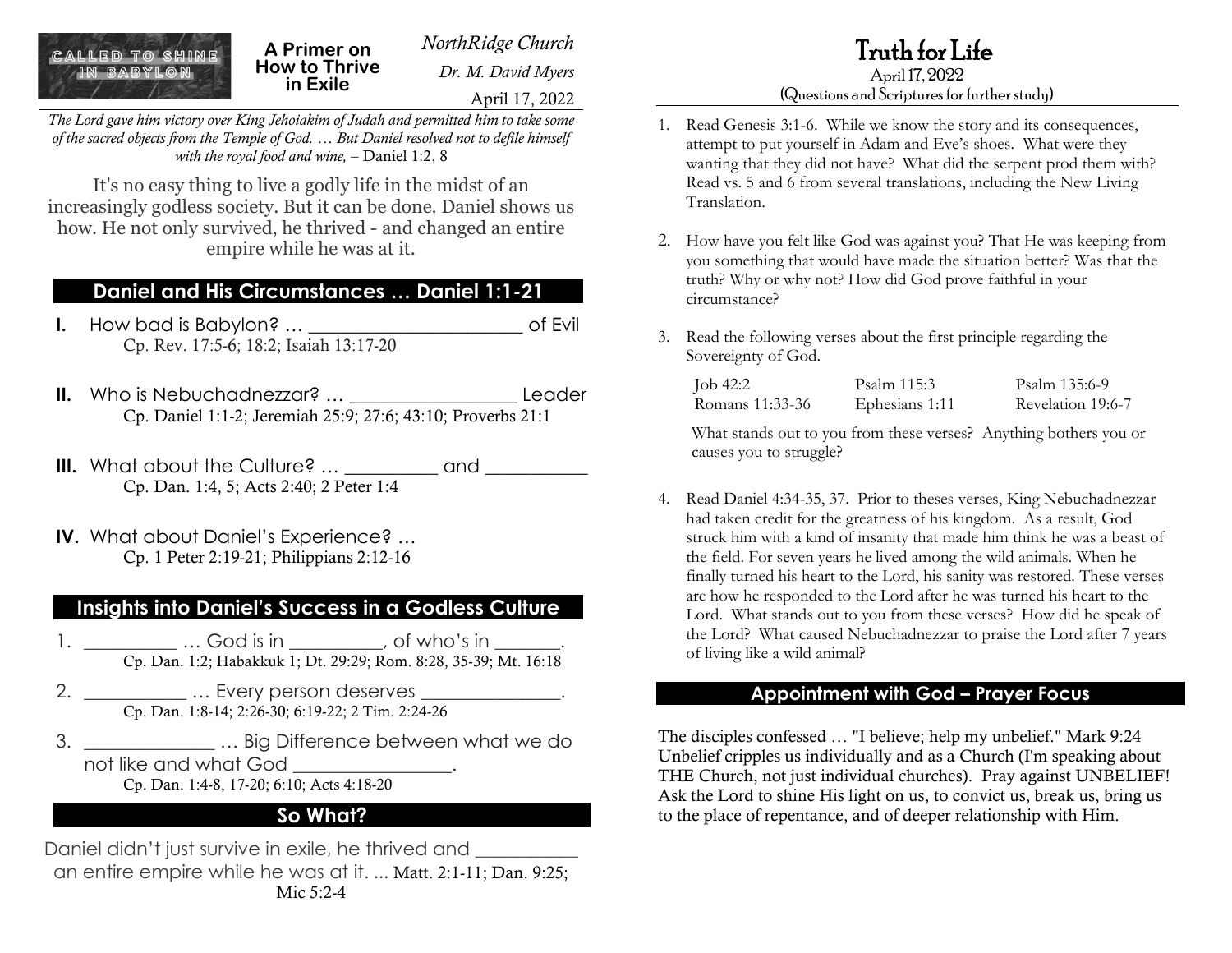**CALLED TO SHINE IN BABYLON**

**A Primer on How to Thrive in Exile**

*NorthRidge Church*

*Dr. M. David Myers*

April 17, 2022

*The Lord gave him victory over King Jehoiakim of Judah and permitted him to take some of the sacred objects from the Temple of God. … But Daniel resolved not to defile himself with the royal food and wine,* – Daniel 1:2, 8

It's no easy thing to live a godly life in the midst of an increasingly godless society. But it can be done. Daniel shows us how. He not only survived, he thrived - and changed an entire empire while he was at it.

## Daniel and His Circumstances … Daniel 1:1-21

**I.** How bad is Babylon? … ____________________ of Evil
Cp. Rev. 17:5-6; 18:2; Isaiah 13:17-20

**II.** Who is Nebuchadnezzar? … ________________ Leader
Cp. Daniel 1:1-2; Jeremiah 25:9; 27:6; 43:10; Proverbs 21:1

**III.** What about the Culture? … _________ and __________
Cp. Dan. 1:4, 5; Acts 2:40; 2 Peter 1:4

**IV.** What about Daniel's Experience? …
Cp. 1 Peter 2:19-21; Philippians 2:12-16

## Insights into Daniel's Success in a Godless Culture

1. _________ … God is in _________, of who's in _______.
   Cp. Dan. 1:2; Habakkuk 1; Dt. 29:29; Rom. 8:28, 35-39; Mt. 16:18
2. __________ … Every person deserves ______________.
   Cp. Dan. 1:8-14; 2:26-30; 6:19-22; 2 Tim. 2:24-26
3. _____________ … Big Difference between what we do not like and what God _______________.
   Cp. Dan. 1:4-8, 17-20; 6:10; Acts 4:18-20

## So What?

Daniel didn't just survive in exile, he thrived and __________ an entire empire while he was at it. ... Matt. 2:1-11; Dan. 9:25; Mic 5:2-4

# Truth for Life

April 17, 2022
(Questions and Scriptures for further study)

1. Read Genesis 3:1-6. While we know the story and its consequences, attempt to put yourself in Adam and Eve's shoes. What were they wanting that they did not have? What did the serpent prod them with? Read vs. 5 and 6 from several translations, including the New Living Translation.

2. How have you felt like God was against you? That He was keeping from you something that would have made the situation better? Was that the truth? Why or why not? How did God prove faithful in your circumstance?

3. Read the following verses about the first principle regarding the Sovereignty of God.

| | | |
|---|---|---|
| Job 42:2 | Psalm 115:3 | Psalm 135:6-9 |
| Romans 11:33-36 | Ephesians 1:11 | Revelation 19:6-7 |

   What stands out to you from these verses? Anything bothers you or causes you to struggle?

4. Read Daniel 4:34-35, 37. Prior to theses verses, King Nebuchadnezzar had taken credit for the greatness of his kingdom. As a result, God struck him with a kind of insanity that made him think he was a beast of the field. For seven years he lived among the wild animals. When he finally turned his heart to the Lord, his sanity was restored. These verses are how he responded to the Lord after he was turned his heart to the Lord. What stands out to you from these verses? How did he speak of the Lord? What caused Nebuchadnezzar to praise the Lord after 7 years of living like a wild animal?

## Appointment with God – Prayer Focus

The disciples confessed … "I believe; help my unbelief." Mark 9:24 Unbelief cripples us individually and as a Church (I'm speaking about THE Church, not just individual churches). Pray against UNBELIEF! Ask the Lord to shine His light on us, to convict us, break us, bring us to the place of repentance, and of deeper relationship with Him.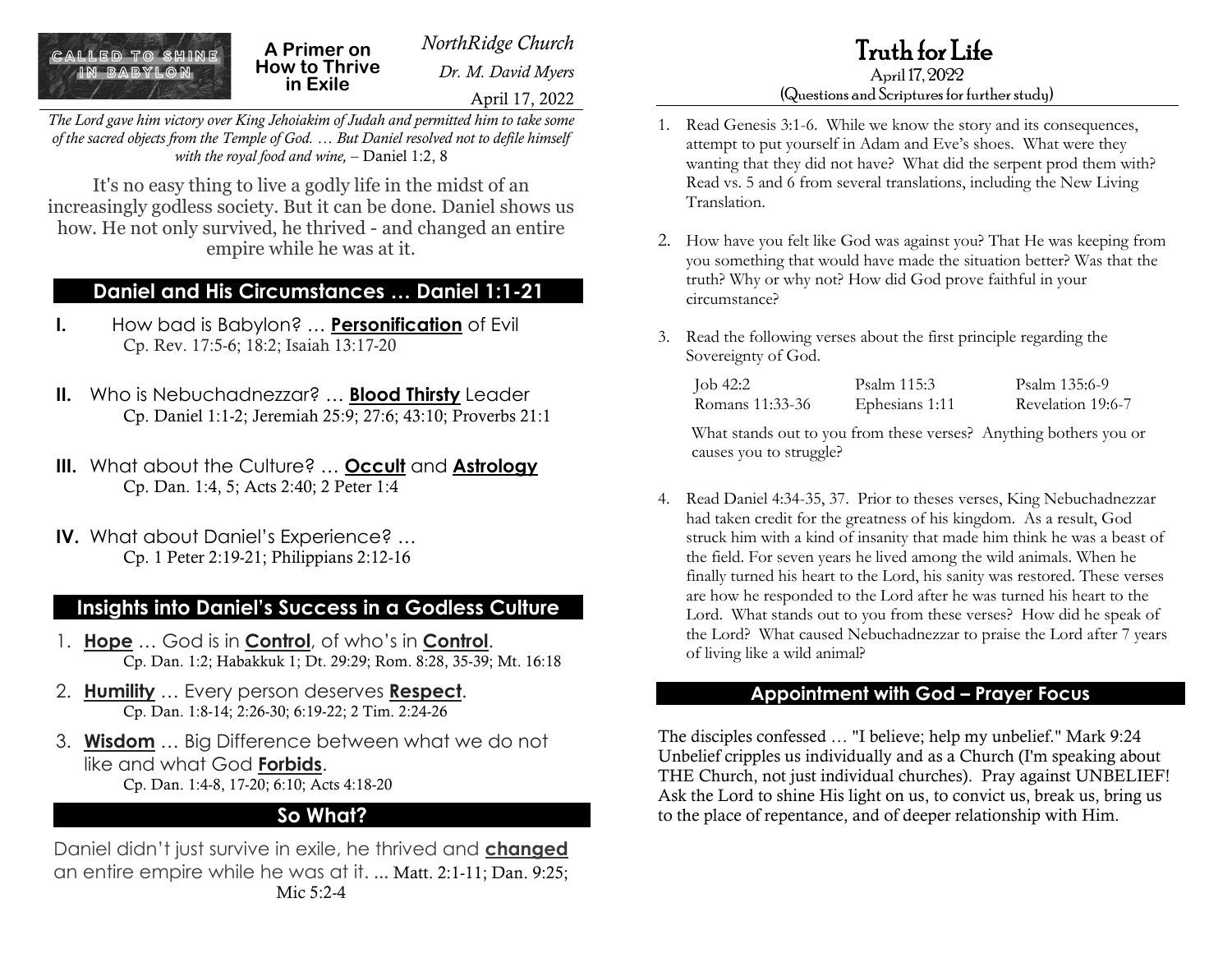CALLED TO SHINE IN BABYLON

**A Primer on How to Thrive in Exile**

*NorthRidge Church*

*Dr. M. David Myers*

April 17, 2022

*The Lord gave him victory over King Jehoiakim of Judah and permitted him to take some of the sacred objects from the Temple of God. … But Daniel resolved not to defile himself with the royal food and wine,* – Daniel 1:2, 8

It's no easy thing to live a godly life in the midst of an increasingly godless society. But it can be done. Daniel shows us how. He not only survived, he thrived - and changed an entire empire while he was at it.

## Daniel and His Circumstances … Daniel 1:1-21

**I.** How bad is Babylon? … **Personification** of Evil
Cp. Rev. 17:5-6; 18:2; Isaiah 13:17-20

**II.** Who is Nebuchadnezzar? … **Blood Thirsty** Leader
Cp. Daniel 1:1-2; Jeremiah 25:9; 27:6; 43:10; Proverbs 21:1

**III.** What about the Culture? … **Occult** and **Astrology**
Cp. Dan. 1:4, 5; Acts 2:40; 2 Peter 1:4

**IV.** What about Daniel's Experience? …
Cp. 1 Peter 2:19-21; Philippians 2:12-16

## Insights into Daniel's Success in a Godless Culture

1. **Hope** … God is in **Control**, of who's in **Control**.
   Cp. Dan. 1:2; Habakkuk 1; Dt. 29:29; Rom. 8:28, 35-39; Mt. 16:18
2. **Humility** … Every person deserves **Respect**.
   Cp. Dan. 1:8-14; 2:26-30; 6:19-22; 2 Tim. 2:24-26
3. **Wisdom** … Big Difference between what we do not like and what God **Forbids**.
   Cp. Dan. 1:4-8, 17-20; 6:10; Acts 4:18-20

## So What?

Daniel didn't just survive in exile, he thrived and **changed** an entire empire while he was at it. ... Matt. 2:1-11; Dan. 9:25; Mic 5:2-4

# Truth for Life

April 17, 2022
(Questions and Scriptures for further study)

1. Read Genesis 3:1-6. While we know the story and its consequences, attempt to put yourself in Adam and Eve's shoes. What were they wanting that they did not have? What did the serpent prod them with? Read vs. 5 and 6 from several translations, including the New Living Translation.

2. How have you felt like God was against you? That He was keeping from you something that would have made the situation better? Was that the truth? Why or why not? How did God prove faithful in your circumstance?

3. Read the following verses about the first principle regarding the Sovereignty of God.

| | | |
|---|---|---|
| Job 42:2 | Psalm 115:3 | Psalm 135:6-9 |
| Romans 11:33-36 | Ephesians 1:11 | Revelation 19:6-7 |

   What stands out to you from these verses? Anything bothers you or causes you to struggle?

4. Read Daniel 4:34-35, 37. Prior to theses verses, King Nebuchadnezzar had taken credit for the greatness of his kingdom. As a result, God struck him with a kind of insanity that made him think he was a beast of the field. For seven years he lived among the wild animals. When he finally turned his heart to the Lord, his sanity was restored. These verses are how he responded to the Lord after he was turned his heart to the Lord. What stands out to you from these verses? How did he speak of the Lord? What caused Nebuchadnezzar to praise the Lord after 7 years of living like a wild animal?

## Appointment with God – Prayer Focus

The disciples confessed … "I believe; help my unbelief." Mark 9:24 Unbelief cripples us individually and as a Church (I'm speaking about THE Church, not just individual churches). Pray against UNBELIEF! Ask the Lord to shine His light on us, to convict us, break us, bring us to the place of repentance, and of deeper relationship with Him.